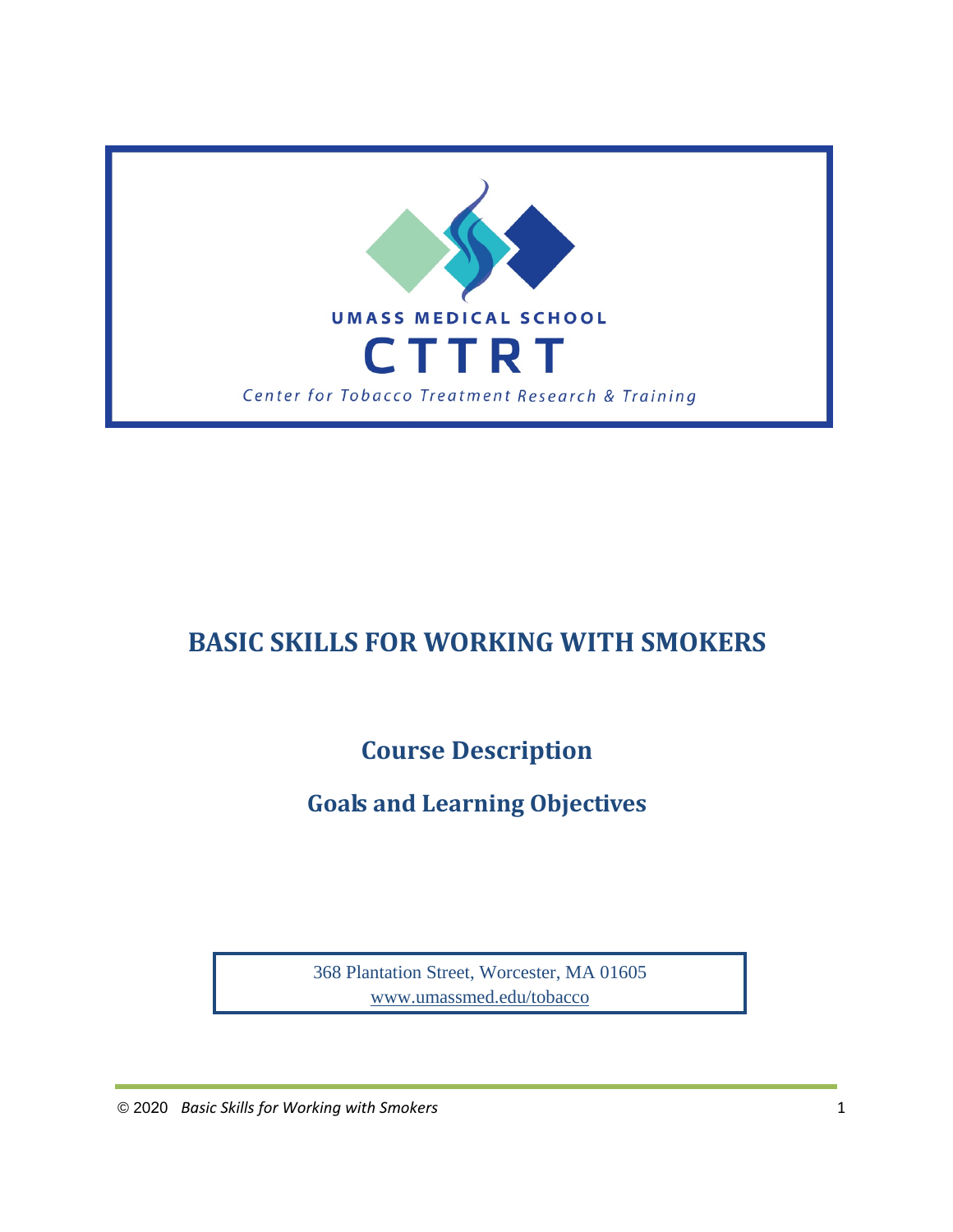UMASS MEDICAL SCHOOL

CTTRT

*Center for Tobacco Treatment Research & Training*

# BASIC SKILLS FOR WORKING WITH SMOKERS

## Course Description

## Goals and Learning Objectives

368 Plantation Street, Worcester, MA 01605
www.umassmed.edu/tobacco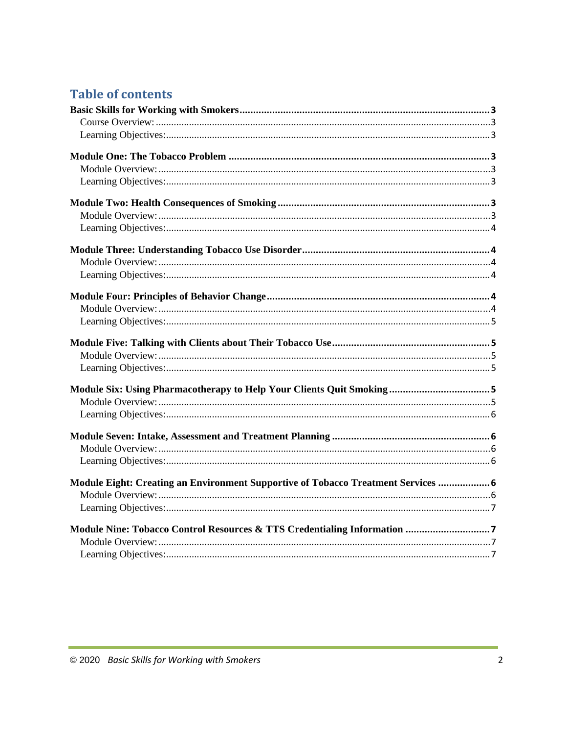## Table of contents

**Basic Skills for Working with Smokers** ........ **3**
- Course Overview: ........ 3
- Learning Objectives: ........ 3

**Module One: The Tobacco Problem** ........ **3**
- Module Overview: ........ 3
- Learning Objectives: ........ 3

**Module Two: Health Consequences of Smoking** ........ **3**
- Module Overview: ........ 3
- Learning Objectives: ........ 4

**Module Three: Understanding Tobacco Use Disorder** ........ **4**
- Module Overview: ........ 4
- Learning Objectives: ........ 4

**Module Four: Principles of Behavior Change** ........ **4**
- Module Overview: ........ 4
- Learning Objectives: ........ 5

**Module Five: Talking with Clients about Their Tobacco Use** ........ **5**
- Module Overview: ........ 5
- Learning Objectives: ........ 5

**Module Six: Using Pharmacotherapy to Help Your Clients Quit Smoking** ........ **5**
- Module Overview: ........ 5
- Learning Objectives: ........ 6

**Module Seven: Intake, Assessment and Treatment Planning** ........ **6**
- Module Overview: ........ 6
- Learning Objectives: ........ 6

**Module Eight: Creating an Environment Supportive of Tobacco Treatment Services** ........ **6**
- Module Overview: ........ 6
- Learning Objectives: ........ 7

**Module Nine: Tobacco Control Resources & TTS Credentialing Information** ........ **7**
- Module Overview: ........ 7
- Learning Objectives: ........ 7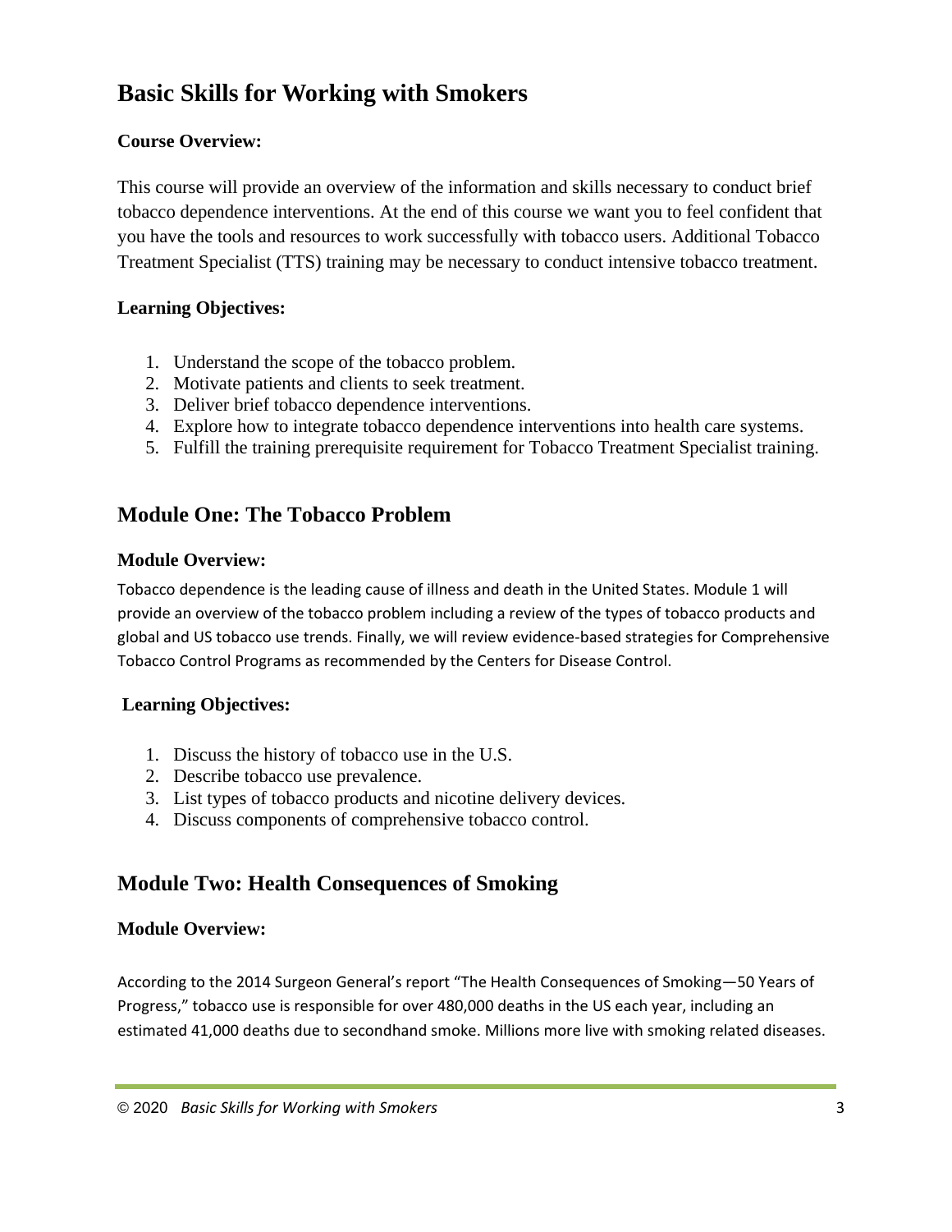# Basic Skills for Working with Smokers

### Course Overview:

This course will provide an overview of the information and skills necessary to conduct brief tobacco dependence interventions. At the end of this course we want you to feel confident that you have the tools and resources to work successfully with tobacco users. Additional Tobacco Treatment Specialist (TTS) training may be necessary to conduct intensive tobacco treatment.

### Learning Objectives:

1. Understand the scope of the tobacco problem.
2. Motivate patients and clients to seek treatment.
3. Deliver brief tobacco dependence interventions.
4. Explore how to integrate tobacco dependence interventions into health care systems.
5. Fulfill the training prerequisite requirement for Tobacco Treatment Specialist training.

## Module One: The Tobacco Problem

### Module Overview:

Tobacco dependence is the leading cause of illness and death in the United States. Module 1 will provide an overview of the tobacco problem including a review of the types of tobacco products and global and US tobacco use trends. Finally, we will review evidence-based strategies for Comprehensive Tobacco Control Programs as recommended by the Centers for Disease Control.

### Learning Objectives:

1. Discuss the history of tobacco use in the U.S.
2. Describe tobacco use prevalence.
3. List types of tobacco products and nicotine delivery devices.
4. Discuss components of comprehensive tobacco control.

## Module Two: Health Consequences of Smoking

### Module Overview:

According to the 2014 Surgeon General's report "The Health Consequences of Smoking—50 Years of Progress," tobacco use is responsible for over 480,000 deaths in the US each year, including an estimated 41,000 deaths due to secondhand smoke. Millions more live with smoking related diseases.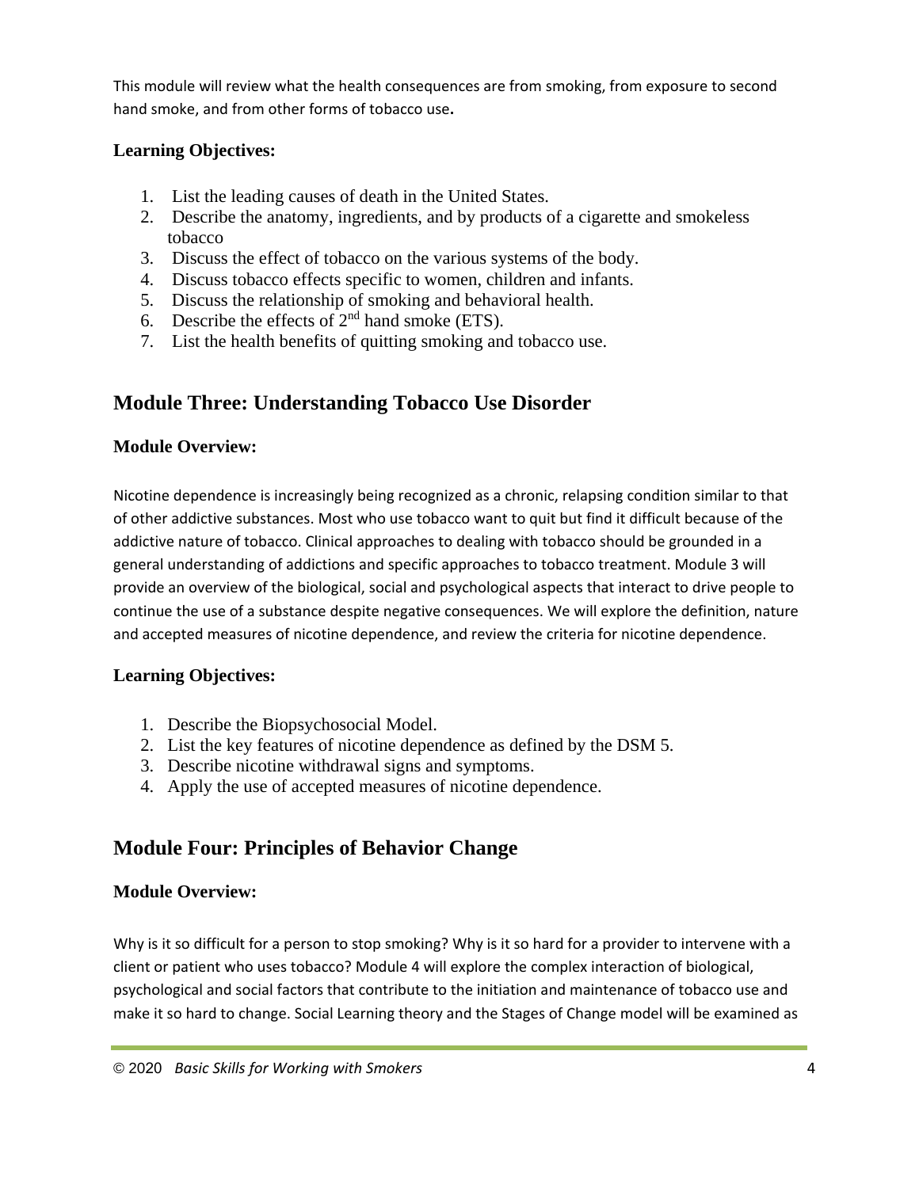This module will review what the health consequences are from smoking, from exposure to second hand smoke, and from other forms of tobacco use**.**

**Learning Objectives:**

1. List the leading causes of death in the United States.
2. Describe the anatomy, ingredients, and by products of a cigarette and smokeless tobacco
3. Discuss the effect of tobacco on the various systems of the body.
4. Discuss tobacco effects specific to women, children and infants.
5. Discuss the relationship of smoking and behavioral health.
6. Describe the effects of 2nd hand smoke (ETS).
7. List the health benefits of quitting smoking and tobacco use.

## Module Three: Understanding Tobacco Use Disorder

**Module Overview:**

Nicotine dependence is increasingly being recognized as a chronic, relapsing condition similar to that of other addictive substances. Most who use tobacco want to quit but find it difficult because of the addictive nature of tobacco. Clinical approaches to dealing with tobacco should be grounded in a general understanding of addictions and specific approaches to tobacco treatment. Module 3 will provide an overview of the biological, social and psychological aspects that interact to drive people to continue the use of a substance despite negative consequences. We will explore the definition, nature and accepted measures of nicotine dependence, and review the criteria for nicotine dependence.

**Learning Objectives:**

1. Describe the Biopsychosocial Model.
2. List the key features of nicotine dependence as defined by the DSM 5.
3. Describe nicotine withdrawal signs and symptoms.
4. Apply the use of accepted measures of nicotine dependence.

## Module Four: Principles of Behavior Change

**Module Overview:**

Why is it so difficult for a person to stop smoking? Why is it so hard for a provider to intervene with a client or patient who uses tobacco? Module 4 will explore the complex interaction of biological, psychological and social factors that contribute to the initiation and maintenance of tobacco use and make it so hard to change. Social Learning theory and the Stages of Change model will be examined as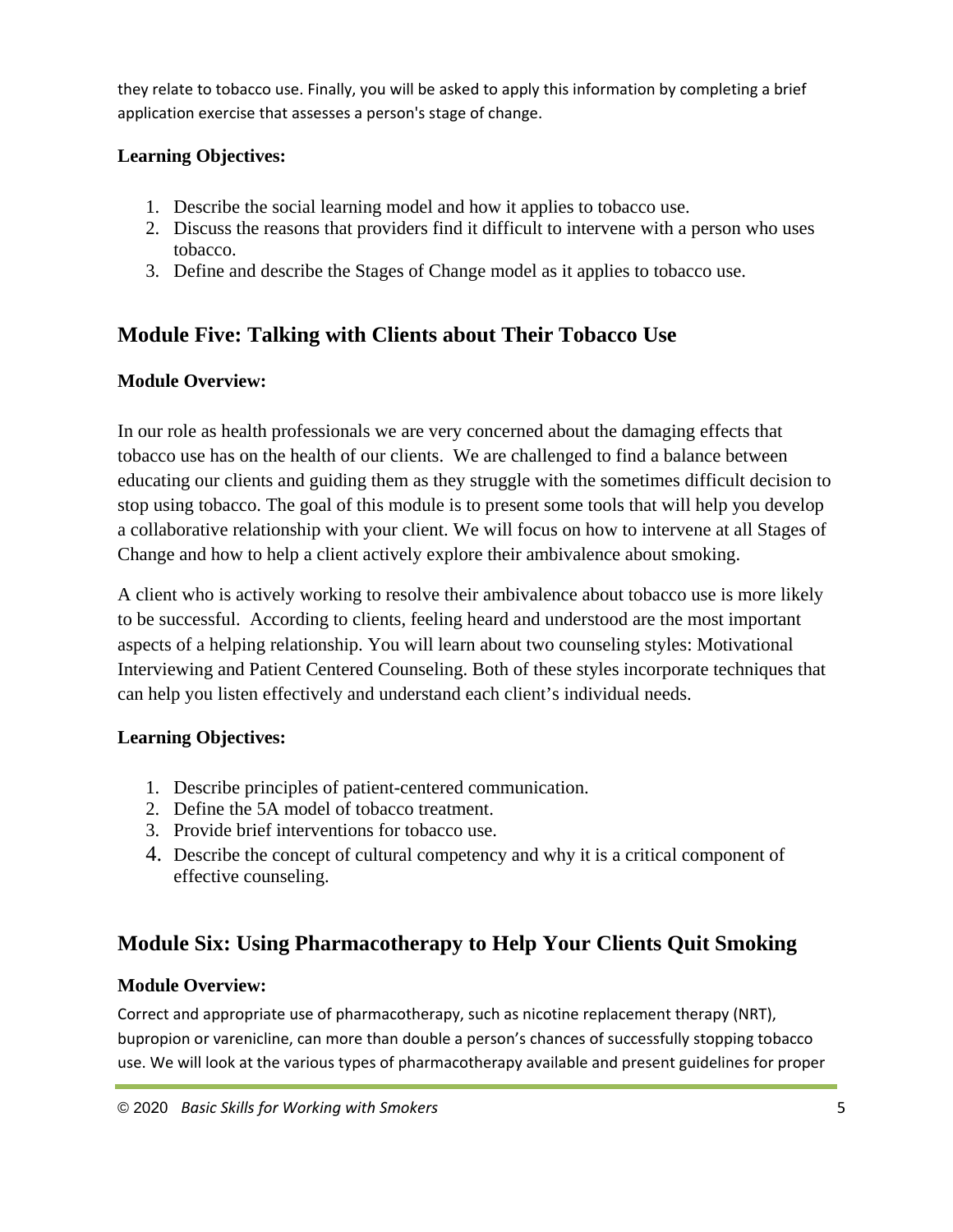they relate to tobacco use. Finally, you will be asked to apply this information by completing a brief application exercise that assesses a person's stage of change.

**Learning Objectives:**

1. Describe the social learning model and how it applies to tobacco use.
2. Discuss the reasons that providers find it difficult to intervene with a person who uses tobacco.
3. Define and describe the Stages of Change model as it applies to tobacco use.

## Module Five: Talking with Clients about Their Tobacco Use

**Module Overview:**

In our role as health professionals we are very concerned about the damaging effects that tobacco use has on the health of our clients. We are challenged to find a balance between educating our clients and guiding them as they struggle with the sometimes difficult decision to stop using tobacco. The goal of this module is to present some tools that will help you develop a collaborative relationship with your client. We will focus on how to intervene at all Stages of Change and how to help a client actively explore their ambivalence about smoking.

A client who is actively working to resolve their ambivalence about tobacco use is more likely to be successful. According to clients, feeling heard and understood are the most important aspects of a helping relationship. You will learn about two counseling styles: Motivational Interviewing and Patient Centered Counseling. Both of these styles incorporate techniques that can help you listen effectively and understand each client's individual needs.

**Learning Objectives:**

1. Describe principles of patient-centered communication.
2. Define the 5A model of tobacco treatment.
3. Provide brief interventions for tobacco use.
4. Describe the concept of cultural competency and why it is a critical component of effective counseling.

## Module Six: Using Pharmacotherapy to Help Your Clients Quit Smoking

**Module Overview:**

Correct and appropriate use of pharmacotherapy, such as nicotine replacement therapy (NRT), bupropion or varenicline, can more than double a person's chances of successfully stopping tobacco use. We will look at the various types of pharmacotherapy available and present guidelines for proper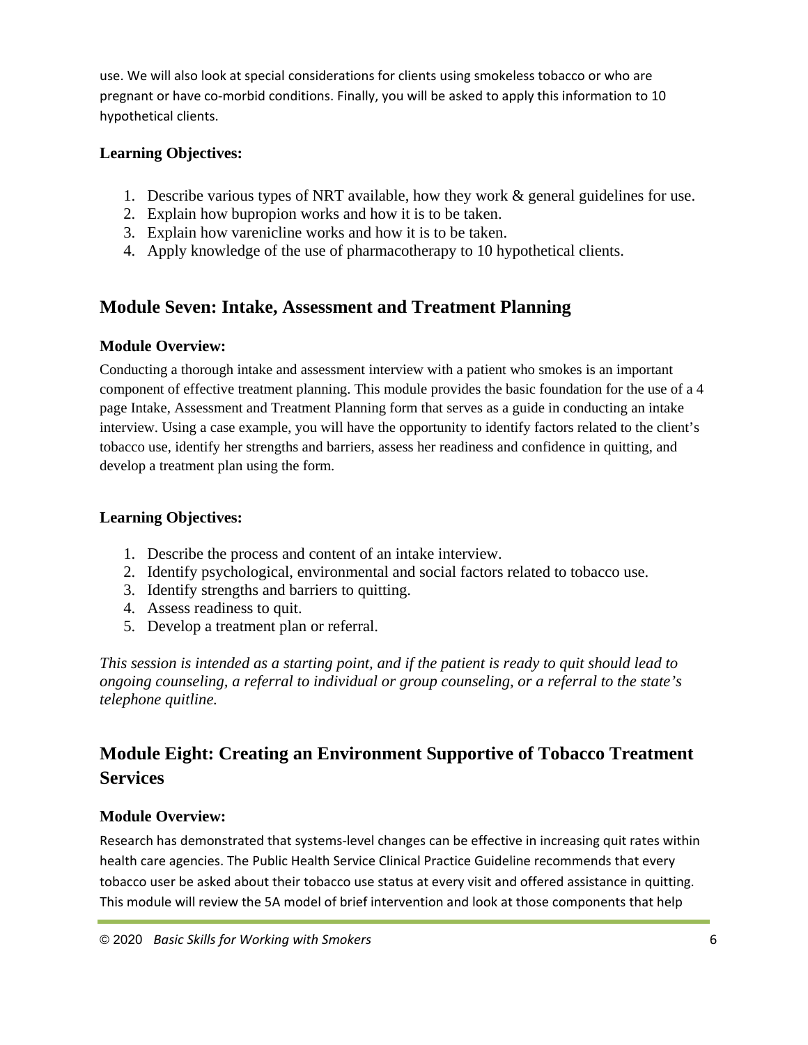use. We will also look at special considerations for clients using smokeless tobacco or who are pregnant or have co-morbid conditions. Finally, you will be asked to apply this information to 10 hypothetical clients.

**Learning Objectives:**

1. Describe various types of NRT available, how they work & general guidelines for use.
2. Explain how bupropion works and how it is to be taken.
3. Explain how varenicline works and how it is to be taken.
4. Apply knowledge of the use of pharmacotherapy to 10 hypothetical clients.

## Module Seven: Intake, Assessment and Treatment Planning

**Module Overview:**

Conducting a thorough intake and assessment interview with a patient who smokes is an important component of effective treatment planning. This module provides the basic foundation for the use of a 4 page Intake, Assessment and Treatment Planning form that serves as a guide in conducting an intake interview. Using a case example, you will have the opportunity to identify factors related to the client's tobacco use, identify her strengths and barriers, assess her readiness and confidence in quitting, and develop a treatment plan using the form.

**Learning Objectives:**

1. Describe the process and content of an intake interview.
2. Identify psychological, environmental and social factors related to tobacco use.
3. Identify strengths and barriers to quitting.
4. Assess readiness to quit.
5. Develop a treatment plan or referral.

*This session is intended as a starting point, and if the patient is ready to quit should lead to ongoing counseling, a referral to individual or group counseling, or a referral to the state's telephone quitline.*

## Module Eight: Creating an Environment Supportive of Tobacco Treatment Services

**Module Overview:**

Research has demonstrated that systems-level changes can be effective in increasing quit rates within health care agencies. The Public Health Service Clinical Practice Guideline recommends that every tobacco user be asked about their tobacco use status at every visit and offered assistance in quitting. This module will review the 5A model of brief intervention and look at those components that help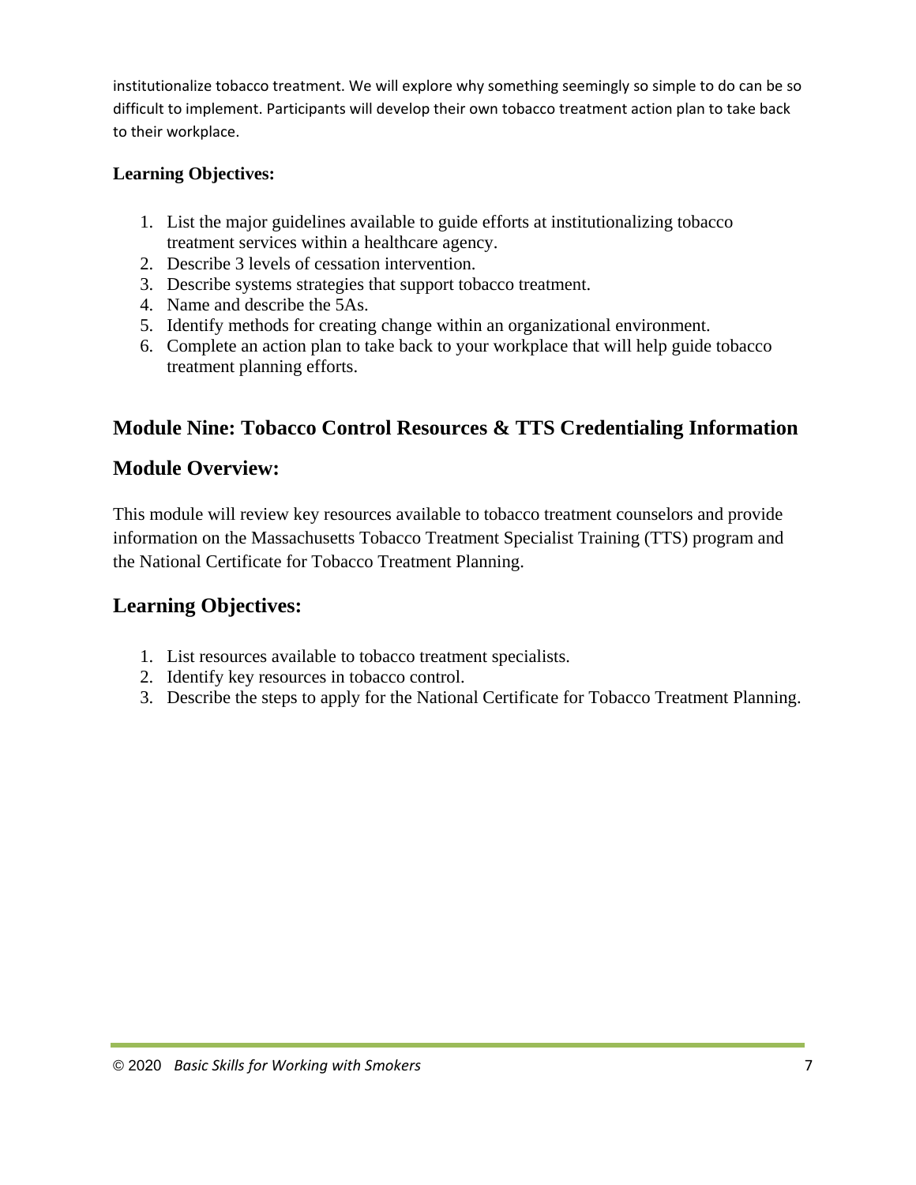institutionalize tobacco treatment. We will explore why something seemingly so simple to do can be so difficult to implement. Participants will develop their own tobacco treatment action plan to take back to their workplace.

**Learning Objectives:**

1. List the major guidelines available to guide efforts at institutionalizing tobacco treatment services within a healthcare agency.
2. Describe 3 levels of cessation intervention.
3. Describe systems strategies that support tobacco treatment.
4. Name and describe the 5As.
5. Identify methods for creating change within an organizational environment.
6. Complete an action plan to take back to your workplace that will help guide tobacco treatment planning efforts.

## Module Nine: Tobacco Control Resources & TTS Credentialing Information

## Module Overview:

This module will review key resources available to tobacco treatment counselors and provide information on the Massachusetts Tobacco Treatment Specialist Training (TTS) program and the National Certificate for Tobacco Treatment Planning.

## Learning Objectives:

1. List resources available to tobacco treatment specialists.
2. Identify key resources in tobacco control.
3. Describe the steps to apply for the National Certificate for Tobacco Treatment Planning.